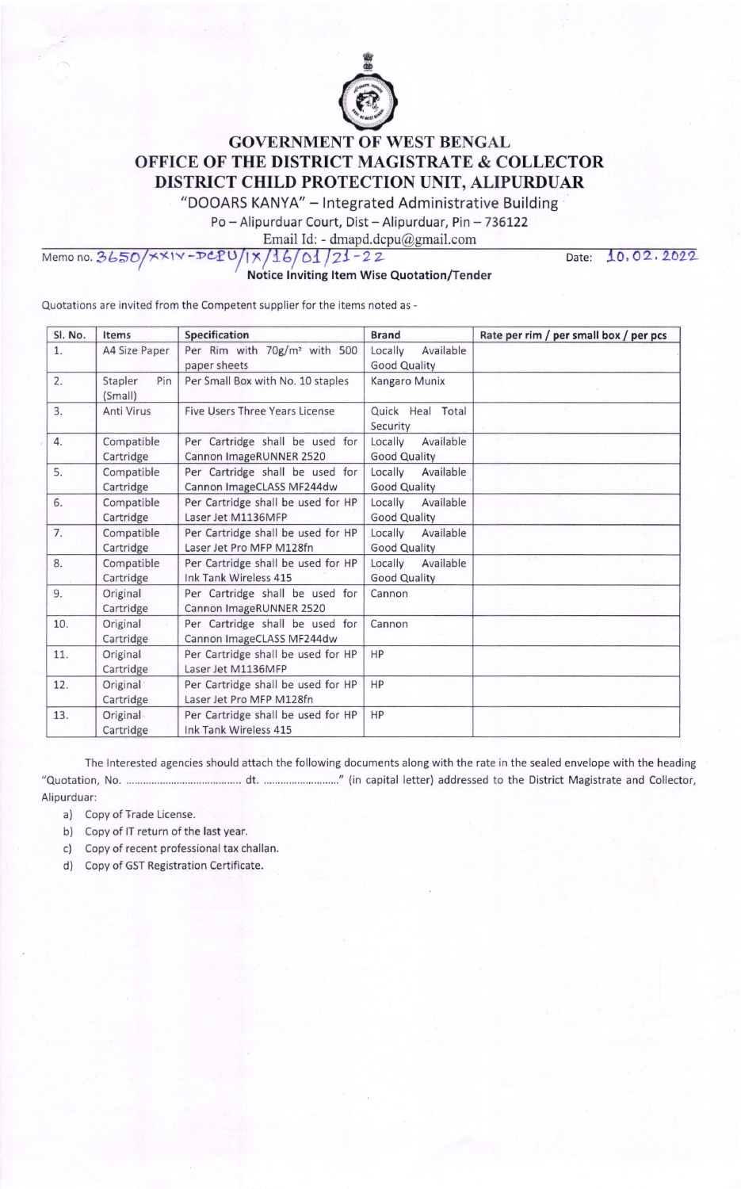# GOVERNMENT OF WEST BENGAL
# OFFICE OF THE DISTRICT MAGISTRATE & COLLECTOR
# DISTRICT CHILD PROTECTION UNIT, ALIPURDUAR

"DOOARS KANYA" – Integrated Administrative Building

Po – Alipurduar Court, Dist – Alipurduar, Pin – 736122

Email Id: - dmapd.dcpu@gmail.com

Memo no. 3650/XXIV-DCPU/IX/16/01/21-22 Date: 10.02.2022

**Notice Inviting Item Wise Quotation/Tender**

Quotations are invited from the Competent supplier for the items noted as -

| Sl. No. | Items | Specification | Brand | Rate per rim / per small box / per pcs |
|---|---|---|---|---|
| 1. | A4 Size Paper | Per Rim with 70g/m² with 500 paper sheets | Locally Available Good Quality | |
| 2. | Stapler Pin (Small) | Per Small Box with No. 10 staples | Kangaro Munix | |
| 3. | Anti Virus | Five Users Three Years License | Quick Heal Total Security | |
| 4. | Compatible Cartridge | Per Cartridge shall be used for Cannon ImageRUNNER 2520 | Locally Available Good Quality | |
| 5. | Compatible Cartridge | Per Cartridge shall be used for Cannon ImageCLASS MF244dw | Locally Available Good Quality | |
| 6. | Compatible Cartridge | Per Cartridge shall be used for HP Laser Jet M1136MFP | Locally Available Good Quality | |
| 7. | Compatible Cartridge | Per Cartridge shall be used for HP Laser Jet Pro MFP M128fn | Locally Available Good Quality | |
| 8. | Compatible Cartridge | Per Cartridge shall be used for HP Ink Tank Wireless 415 | Locally Available Good Quality | |
| 9. | Original Cartridge | Per Cartridge shall be used for Cannon ImageRUNNER 2520 | Cannon | |
| 10. | Original Cartridge | Per Cartridge shall be used for Cannon ImageCLASS MF244dw | Cannon | |
| 11. | Original Cartridge | Per Cartridge shall be used for HP Laser Jet M1136MFP | HP | |
| 12. | Original Cartridge | Per Cartridge shall be used for HP Laser Jet Pro MFP M128fn | HP | |
| 13. | Original Cartridge | Per Cartridge shall be used for HP Ink Tank Wireless 415 | HP | |

The Interested agencies should attach the following documents along with the rate in the sealed envelope with the heading "Quotation, No. ........................................ dt. ..........................." (in capital letter) addressed to the District Magistrate and Collector, Alipurduar:

a) Copy of Trade License.
b) Copy of IT return of the last year.
c) Copy of recent professional tax challan.
d) Copy of GST Registration Certificate.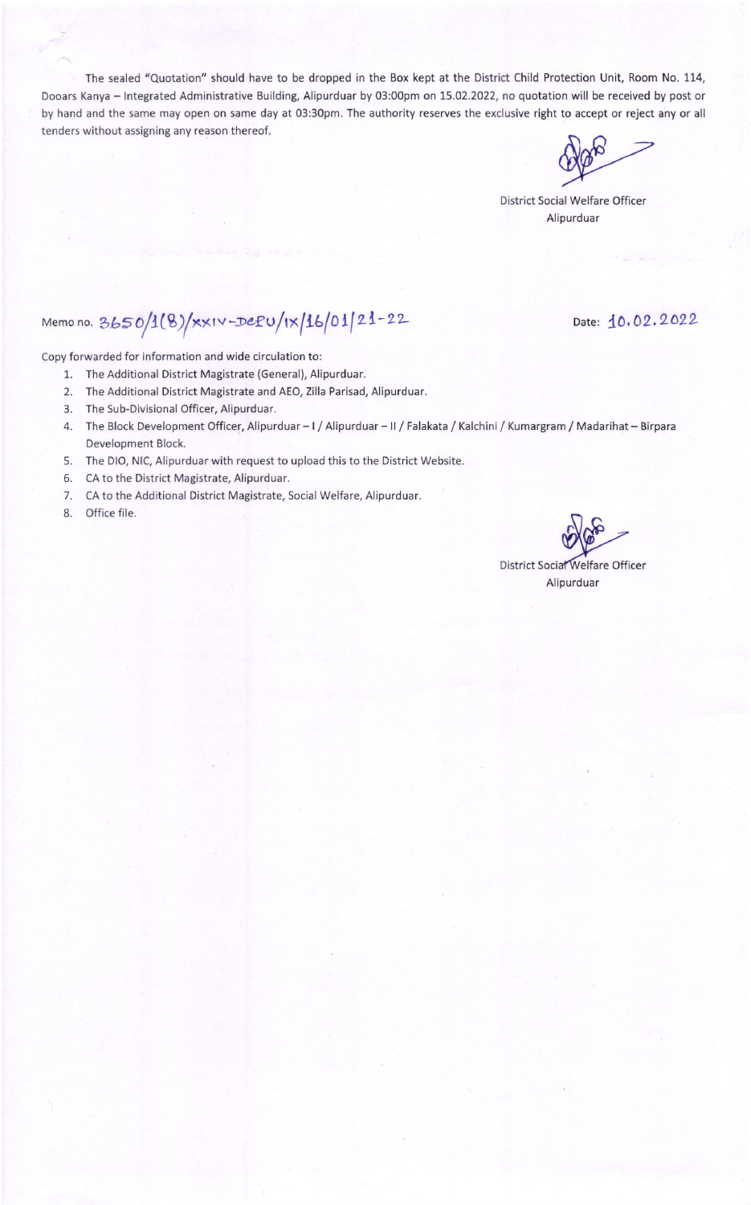The sealed "Quotation" should have to be dropped in the Box kept at the District Child Protection Unit, Room No. 114, Dooars Kanya – Integrated Administrative Building, Alipurduar by 03:00pm on 15.02.2022, no quotation will be received by post or by hand and the same may open on same day at 03:30pm. The authority reserves the exclusive right to accept or reject any or all tenders without assigning any reason thereof.

District Social Welfare Officer
Alipurduar

Memo no. 3650/1(8)/XXIV-DCPU/IX/16/01/21-22

Date: 10.02.2022

Copy forwarded for information and wide circulation to:

1. The Additional District Magistrate (General), Alipurduar.
2. The Additional District Magistrate and AEO, Zilla Parisad, Alipurduar.
3. The Sub-Divisional Officer, Alipurduar.
4. The Block Development Officer, Alipurduar – I / Alipurduar – II / Falakata / Kalchini / Kumargram / Madarihat – Birpara Development Block.
5. The DIO, NIC, Alipurduar with request to upload this to the District Website.
6. CA to the District Magistrate, Alipurduar.
7. CA to the Additional District Magistrate, Social Welfare, Alipurduar.
8. Office file.

District Social Welfare Officer
Alipurduar